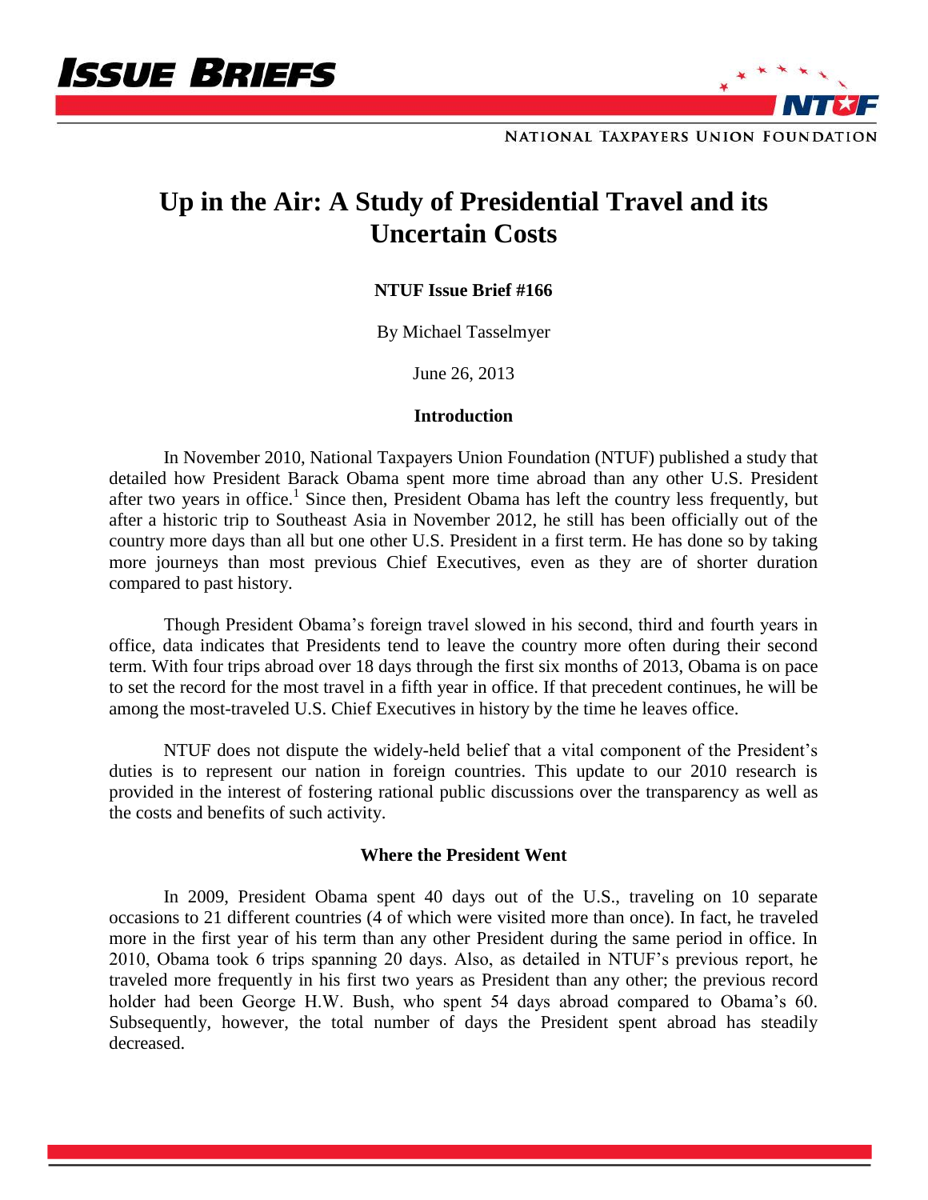# Up in the Air: A Study of Presidential Travel and its Uncertain Costs

**NTUF Issue Brief #166**

By Michael Tasselmyer

June 26, 2013

## Introduction

In November 2010, National Taxpayers Union Foundation (NTUF) published a study that detailed how President Barack Obama spent more time abroad than any other U.S. President after two years in office.[1] Since then, President Obama has left the country less frequently, but after a historic trip to Southeast Asia in November 2012, he still has been officially out of the country more days than all but one other U.S. President in a first term. He has done so by taking more journeys than most previous Chief Executives, even as they are of shorter duration compared to past history.

Though President Obama's foreign travel slowed in his second, third and fourth years in office, data indicates that Presidents tend to leave the country more often during their second term. With four trips abroad over 18 days through the first six months of 2013, Obama is on pace to set the record for the most travel in a fifth year in office. If that precedent continues, he will be among the most-traveled U.S. Chief Executives in history by the time he leaves office.

NTUF does not dispute the widely-held belief that a vital component of the President's duties is to represent our nation in foreign countries. This update to our 2010 research is provided in the interest of fostering rational public discussions over the transparency as well as the costs and benefits of such activity.

## Where the President Went

In 2009, President Obama spent 40 days out of the U.S., traveling on 10 separate occasions to 21 different countries (4 of which were visited more than once). In fact, he traveled more in the first year of his term than any other President during the same period in office. In 2010, Obama took 6 trips spanning 20 days. Also, as detailed in NTUF's previous report, he traveled more frequently in his first two years as President than any other; the previous record holder had been George H.W. Bush, who spent 54 days abroad compared to Obama's 60. Subsequently, however, the total number of days the President spent abroad has steadily decreased.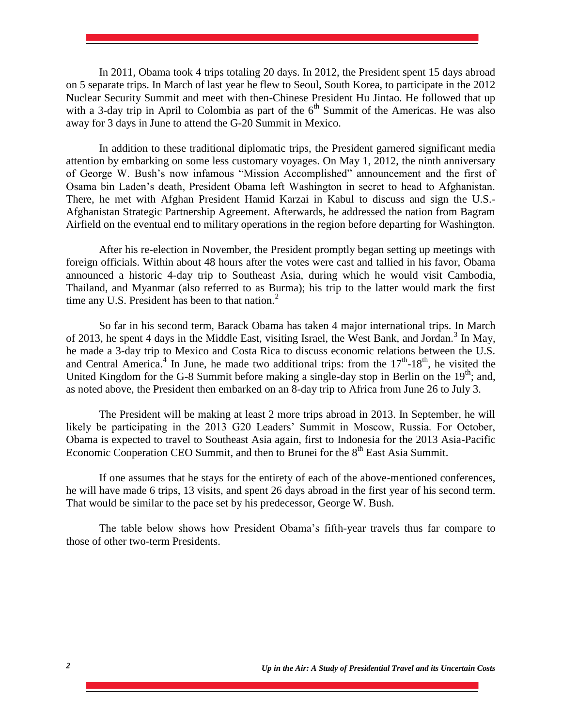In 2011, Obama took 4 trips totaling 20 days. In 2012, the President spent 15 days abroad on 5 separate trips. In March of last year he flew to Seoul, South Korea, to participate in the 2012 Nuclear Security Summit and meet with then-Chinese President Hu Jintao. He followed that up with a 3-day trip in April to Colombia as part of the 6th Summit of the Americas. He was also away for 3 days in June to attend the G-20 Summit in Mexico.

In addition to these traditional diplomatic trips, the President garnered significant media attention by embarking on some less customary voyages. On May 1, 2012, the ninth anniversary of George W. Bush's now infamous "Mission Accomplished" announcement and the first of Osama bin Laden's death, President Obama left Washington in secret to head to Afghanistan. There, he met with Afghan President Hamid Karzai in Kabul to discuss and sign the U.S.-Afghanistan Strategic Partnership Agreement. Afterwards, he addressed the nation from Bagram Airfield on the eventual end to military operations in the region before departing for Washington.

After his re-election in November, the President promptly began setting up meetings with foreign officials. Within about 48 hours after the votes were cast and tallied in his favor, Obama announced a historic 4-day trip to Southeast Asia, during which he would visit Cambodia, Thailand, and Myanmar (also referred to as Burma); his trip to the latter would mark the first time any U.S. President has been to that nation.[2]

So far in his second term, Barack Obama has taken 4 major international trips. In March of 2013, he spent 4 days in the Middle East, visiting Israel, the West Bank, and Jordan.[3] In May, he made a 3-day trip to Mexico and Costa Rica to discuss economic relations between the U.S. and Central America.[4] In June, he made two additional trips: from the 17th-18th, he visited the United Kingdom for the G-8 Summit before making a single-day stop in Berlin on the 19th; and, as noted above, the President then embarked on an 8-day trip to Africa from June 26 to July 3.

The President will be making at least 2 more trips abroad in 2013. In September, he will likely be participating in the 2013 G20 Leaders' Summit in Moscow, Russia. For October, Obama is expected to travel to Southeast Asia again, first to Indonesia for the 2013 Asia-Pacific Economic Cooperation CEO Summit, and then to Brunei for the 8th East Asia Summit.

If one assumes that he stays for the entirety of each of the above-mentioned conferences, he will have made 6 trips, 13 visits, and spent 26 days abroad in the first year of his second term. That would be similar to the pace set by his predecessor, George W. Bush.

The table below shows how President Obama's fifth-year travels thus far compare to those of other two-term Presidents.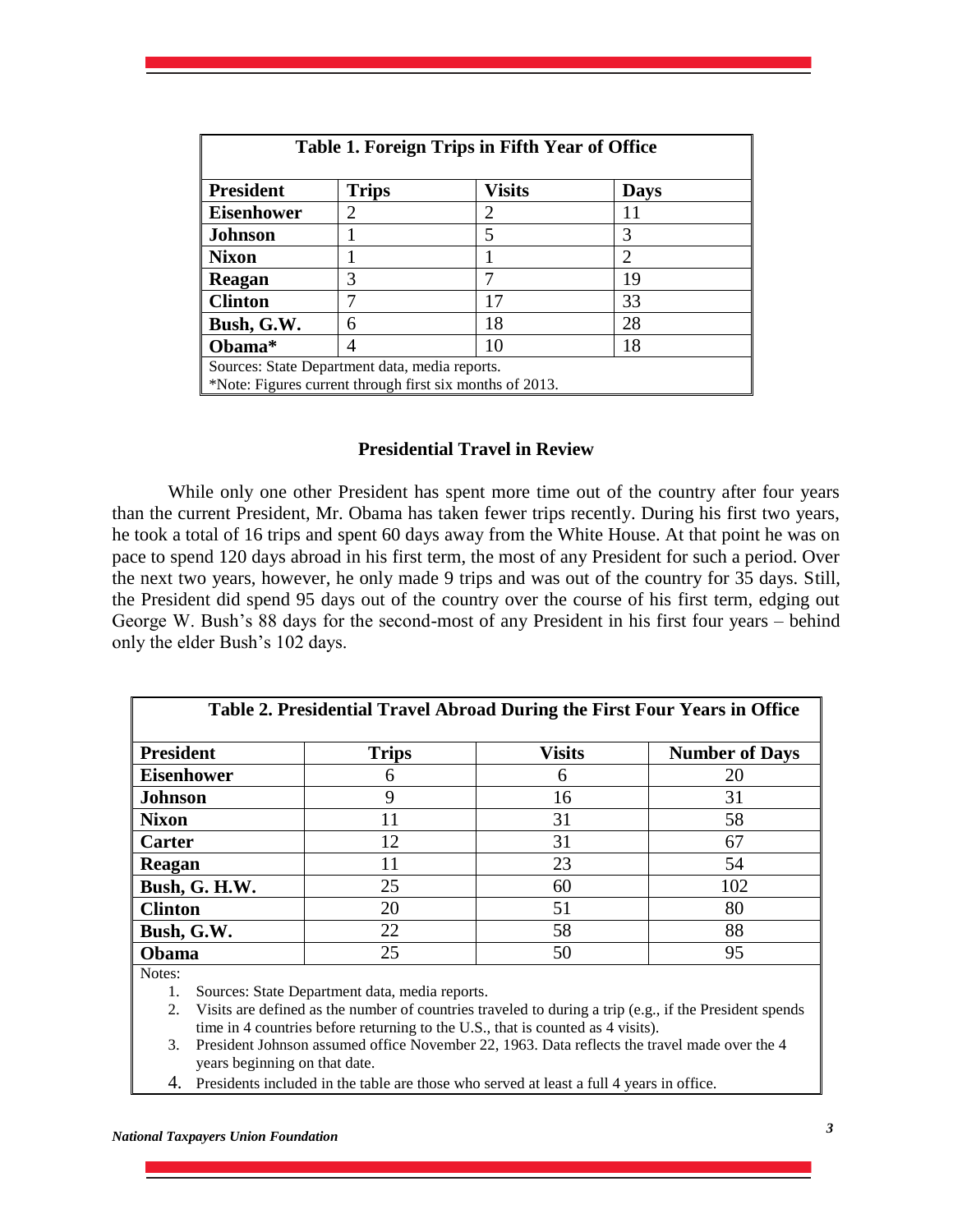| Table 1. Foreign Trips in Fifth Year of Office | | | |
|---|---|---|---|
| **President** | **Trips** | **Visits** | **Days** |
| **Eisenhower** | 2 | 2 | 11 |
| **Johnson** | 1 | 5 | 3 |
| **Nixon** | 1 | 1 | 2 |
| **Reagan** | 3 | 7 | 19 |
| **Clinton** | 7 | 17 | 33 |
| **Bush, G.W.** | 6 | 18 | 28 |
| **Obama*** | 4 | 10 | 18 |

Sources: State Department data, media reports.
*Note: Figures current through first six months of 2013.

### Presidential Travel in Review

While only one other President has spent more time out of the country after four years than the current President, Mr. Obama has taken fewer trips recently. During his first two years, he took a total of 16 trips and spent 60 days away from the White House. At that point he was on pace to spend 120 days abroad in his first term, the most of any President for such a period. Over the next two years, however, he only made 9 trips and was out of the country for 35 days. Still, the President did spend 95 days out of the country over the course of his first term, edging out George W. Bush's 88 days for the second-most of any President in his first four years – behind only the elder Bush's 102 days.

| Table 2. Presidential Travel Abroad During the First Four Years in Office | | | |
|---|---|---|---|
| **President** | **Trips** | **Visits** | **Number of Days** |
| **Eisenhower** | 6 | 6 | 20 |
| **Johnson** | 9 | 16 | 31 |
| **Nixon** | 11 | 31 | 58 |
| **Carter** | 12 | 31 | 67 |
| **Reagan** | 11 | 23 | 54 |
| **Bush, G. H.W.** | 25 | 60 | 102 |
| **Clinton** | 20 | 51 | 80 |
| **Bush, G.W.** | 22 | 58 | 88 |
| **Obama** | 25 | 50 | 95 |

Notes:

1. Sources: State Department data, media reports.
2. Visits are defined as the number of countries traveled to during a trip (e.g., if the President spends time in 4 countries before returning to the U.S., that is counted as 4 visits).
3. President Johnson assumed office November 22, 1963. Data reflects the travel made over the 4 years beginning on that date.
4. Presidents included in the table are those who served at least a full 4 years in office.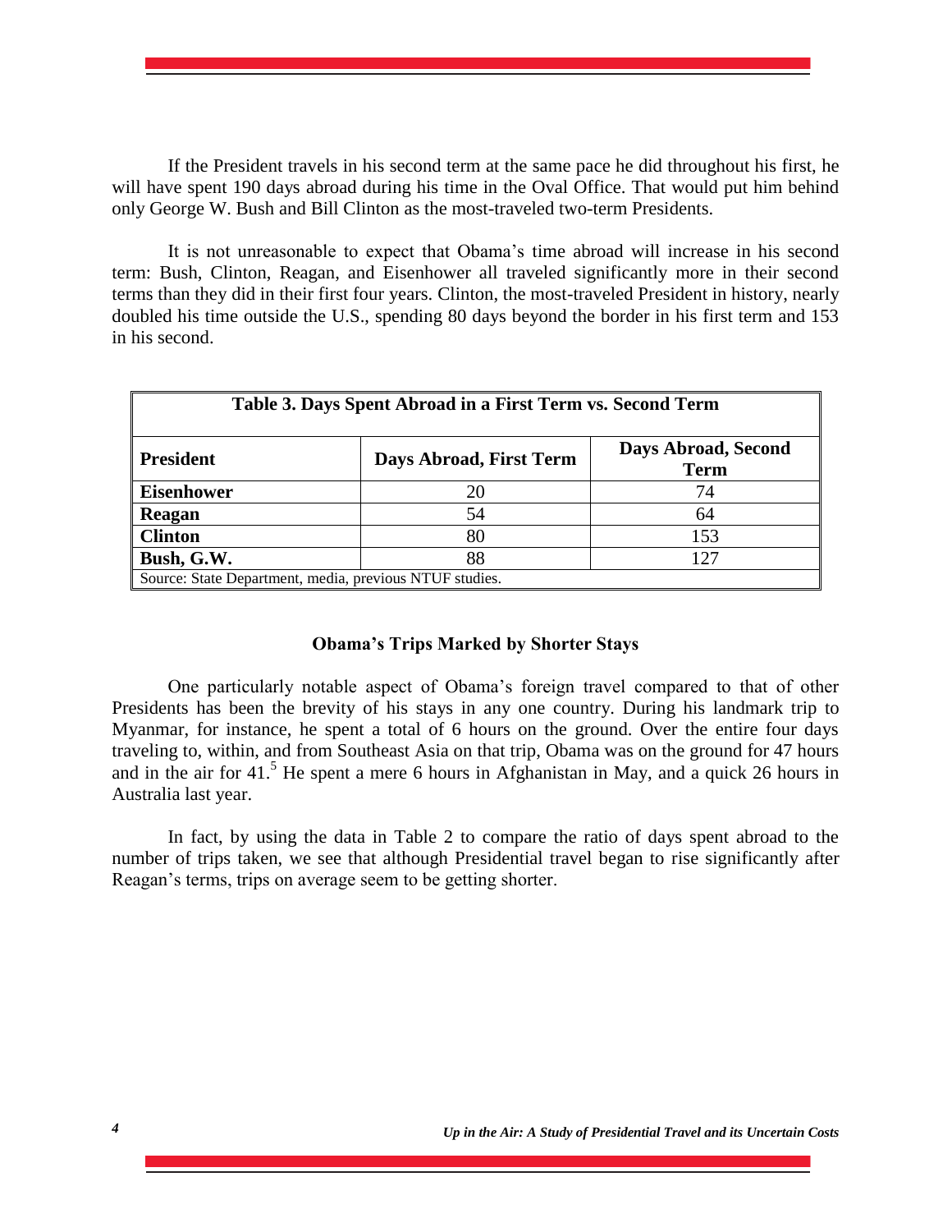If the President travels in his second term at the same pace he did throughout his first, he will have spent 190 days abroad during his time in the Oval Office. That would put him behind only George W. Bush and Bill Clinton as the most-traveled two-term Presidents.

It is not unreasonable to expect that Obama's time abroad will increase in his second term: Bush, Clinton, Reagan, and Eisenhower all traveled significantly more in their second terms than they did in their first four years. Clinton, the most-traveled President in history, nearly doubled his time outside the U.S., spending 80 days beyond the border in his first term and 153 in his second.

**Table 3. Days Spent Abroad in a First Term vs. Second Term**

| President | Days Abroad, First Term | Days Abroad, Second Term |
|---|---|---|
| **Eisenhower** | 20 | 74 |
| **Reagan** | 54 | 64 |
| **Clinton** | 80 | 153 |
| **Bush, G.W.** | 88 | 127 |

Source: State Department, media, previous NTUF studies.

### Obama's Trips Marked by Shorter Stays

One particularly notable aspect of Obama's foreign travel compared to that of other Presidents has been the brevity of his stays in any one country. During his landmark trip to Myanmar, for instance, he spent a total of 6 hours on the ground. Over the entire four days traveling to, within, and from Southeast Asia on that trip, Obama was on the ground for 47 hours and in the air for 41.[5] He spent a mere 6 hours in Afghanistan in May, and a quick 26 hours in Australia last year.

In fact, by using the data in Table 2 to compare the ratio of days spent abroad to the number of trips taken, we see that although Presidential travel began to rise significantly after Reagan's terms, trips on average seem to be getting shorter.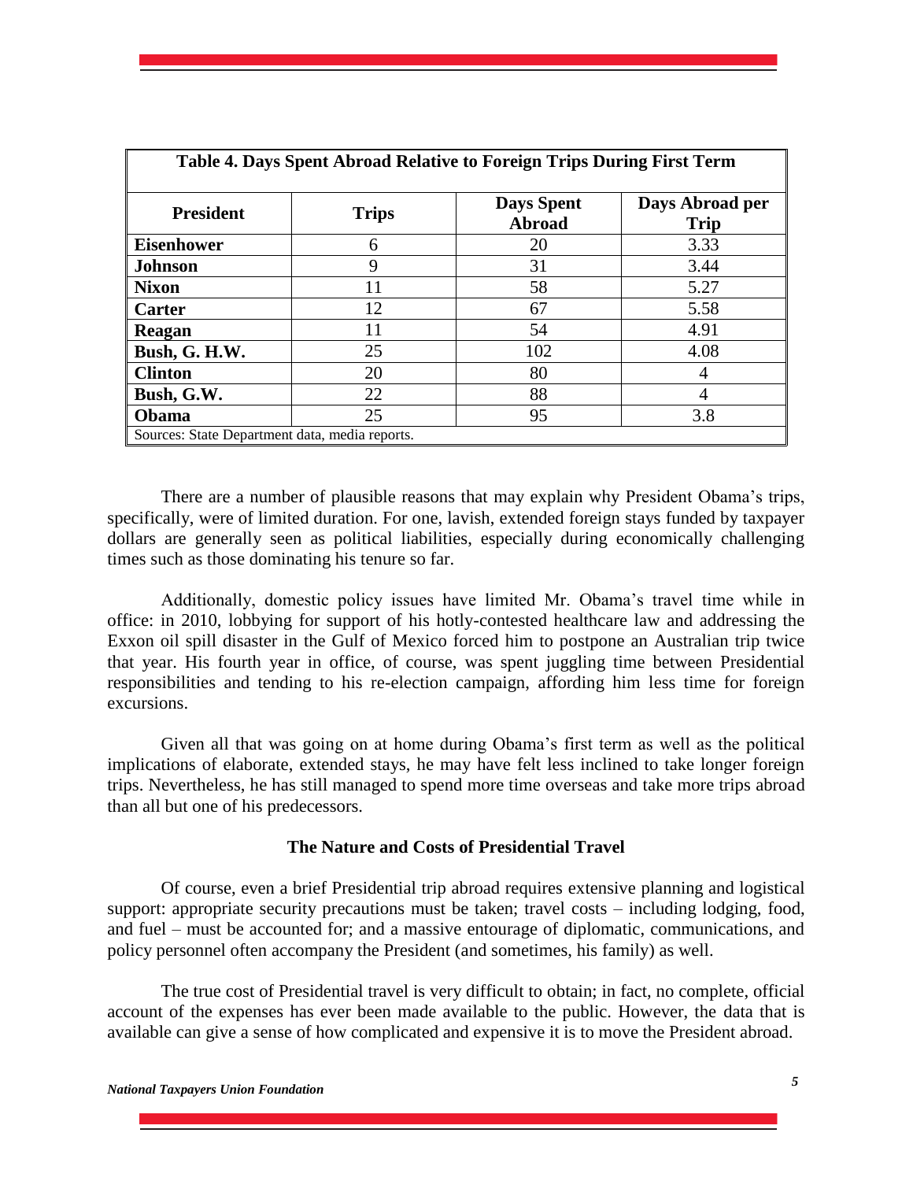**Table 4. Days Spent Abroad Relative to Foreign Trips During First Term**

| President | Trips | Days Spent Abroad | Days Abroad per Trip |
|---|---|---|---|
| **Eisenhower** | 6 | 20 | 3.33 |
| **Johnson** | 9 | 31 | 3.44 |
| **Nixon** | 11 | 58 | 5.27 |
| **Carter** | 12 | 67 | 5.58 |
| **Reagan** | 11 | 54 | 4.91 |
| **Bush, G. H.W.** | 25 | 102 | 4.08 |
| **Clinton** | 20 | 80 | 4 |
| **Bush, G.W.** | 22 | 88 | 4 |
| **Obama** | 25 | 95 | 3.8 |

Sources: State Department data, media reports.

There are a number of plausible reasons that may explain why President Obama's trips, specifically, were of limited duration. For one, lavish, extended foreign stays funded by taxpayer dollars are generally seen as political liabilities, especially during economically challenging times such as those dominating his tenure so far.

Additionally, domestic policy issues have limited Mr. Obama's travel time while in office: in 2010, lobbying for support of his hotly-contested healthcare law and addressing the Exxon oil spill disaster in the Gulf of Mexico forced him to postpone an Australian trip twice that year. His fourth year in office, of course, was spent juggling time between Presidential responsibilities and tending to his re-election campaign, affording him less time for foreign excursions.

Given all that was going on at home during Obama's first term as well as the political implications of elaborate, extended stays, he may have felt less inclined to take longer foreign trips. Nevertheless, he has still managed to spend more time overseas and take more trips abroad than all but one of his predecessors.

### The Nature and Costs of Presidential Travel

Of course, even a brief Presidential trip abroad requires extensive planning and logistical support: appropriate security precautions must be taken; travel costs – including lodging, food, and fuel – must be accounted for; and a massive entourage of diplomatic, communications, and policy personnel often accompany the President (and sometimes, his family) as well.

The true cost of Presidential travel is very difficult to obtain; in fact, no complete, official account of the expenses has ever been made available to the public. However, the data that is available can give a sense of how complicated and expensive it is to move the President abroad.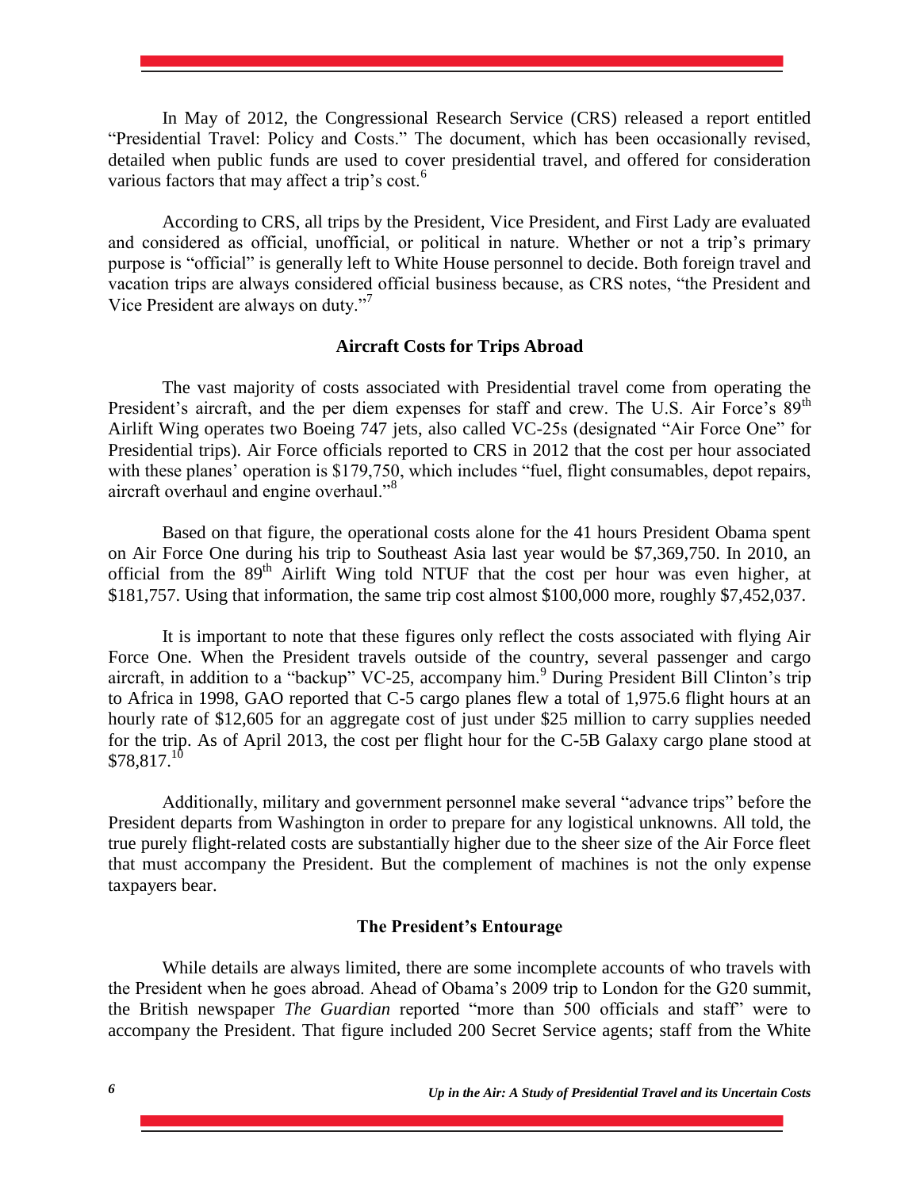In May of 2012, the Congressional Research Service (CRS) released a report entitled "Presidential Travel: Policy and Costs." The document, which has been occasionally revised, detailed when public funds are used to cover presidential travel, and offered for consideration various factors that may affect a trip's cost.[6]

According to CRS, all trips by the President, Vice President, and First Lady are evaluated and considered as official, unofficial, or political in nature. Whether or not a trip's primary purpose is "official" is generally left to White House personnel to decide. Both foreign travel and vacation trips are always considered official business because, as CRS notes, "the President and Vice President are always on duty."[7]

### Aircraft Costs for Trips Abroad

The vast majority of costs associated with Presidential travel come from operating the President's aircraft, and the per diem expenses for staff and crew. The U.S. Air Force's 89th Airlift Wing operates two Boeing 747 jets, also called VC-25s (designated "Air Force One" for Presidential trips). Air Force officials reported to CRS in 2012 that the cost per hour associated with these planes' operation is $179,750, which includes "fuel, flight consumables, depot repairs, aircraft overhaul and engine overhaul."[8]

Based on that figure, the operational costs alone for the 41 hours President Obama spent on Air Force One during his trip to Southeast Asia last year would be $7,369,750. In 2010, an official from the 89th Airlift Wing told NTUF that the cost per hour was even higher, at $181,757. Using that information, the same trip cost almost $100,000 more, roughly $7,452,037.

It is important to note that these figures only reflect the costs associated with flying Air Force One. When the President travels outside of the country, several passenger and cargo aircraft, in addition to a "backup" VC-25, accompany him.[9] During President Bill Clinton's trip to Africa in 1998, GAO reported that C-5 cargo planes flew a total of 1,975.6 flight hours at an hourly rate of $12,605 for an aggregate cost of just under $25 million to carry supplies needed for the trip. As of April 2013, the cost per flight hour for the C-5B Galaxy cargo plane stood at $78,817.[10]

Additionally, military and government personnel make several "advance trips" before the President departs from Washington in order to prepare for any logistical unknowns. All told, the true purely flight-related costs are substantially higher due to the sheer size of the Air Force fleet that must accompany the President. But the complement of machines is not the only expense taxpayers bear.

### The President's Entourage

While details are always limited, there are some incomplete accounts of who travels with the President when he goes abroad. Ahead of Obama's 2009 trip to London for the G20 summit, the British newspaper *The Guardian* reported "more than 500 officials and staff" were to accompany the President. That figure included 200 Secret Service agents; staff from the White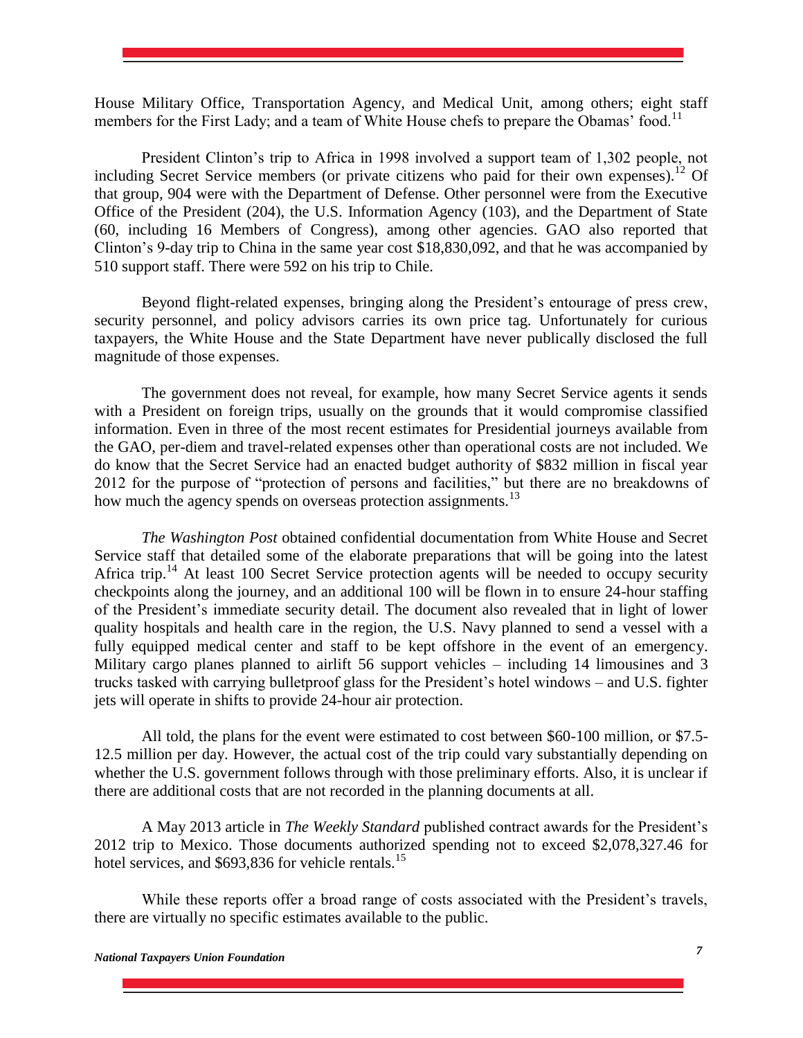House Military Office, Transportation Agency, and Medical Unit, among others; eight staff members for the First Lady; and a team of White House chefs to prepare the Obamas' food.[11]

President Clinton's trip to Africa in 1998 involved a support team of 1,302 people, not including Secret Service members (or private citizens who paid for their own expenses).[12] Of that group, 904 were with the Department of Defense. Other personnel were from the Executive Office of the President (204), the U.S. Information Agency (103), and the Department of State (60, including 16 Members of Congress), among other agencies. GAO also reported that Clinton's 9-day trip to China in the same year cost $18,830,092, and that he was accompanied by 510 support staff. There were 592 on his trip to Chile.

Beyond flight-related expenses, bringing along the President's entourage of press crew, security personnel, and policy advisors carries its own price tag. Unfortunately for curious taxpayers, the White House and the State Department have never publically disclosed the full magnitude of those expenses.

The government does not reveal, for example, how many Secret Service agents it sends with a President on foreign trips, usually on the grounds that it would compromise classified information. Even in three of the most recent estimates for Presidential journeys available from the GAO, per-diem and travel-related expenses other than operational costs are not included. We do know that the Secret Service had an enacted budget authority of $832 million in fiscal year 2012 for the purpose of "protection of persons and facilities," but there are no breakdowns of how much the agency spends on overseas protection assignments.[13]

*The Washington Post* obtained confidential documentation from White House and Secret Service staff that detailed some of the elaborate preparations that will be going into the latest Africa trip.[14] At least 100 Secret Service protection agents will be needed to occupy security checkpoints along the journey, and an additional 100 will be flown in to ensure 24-hour staffing of the President's immediate security detail. The document also revealed that in light of lower quality hospitals and health care in the region, the U.S. Navy planned to send a vessel with a fully equipped medical center and staff to be kept offshore in the event of an emergency. Military cargo planes planned to airlift 56 support vehicles – including 14 limousines and 3 trucks tasked with carrying bulletproof glass for the President's hotel windows – and U.S. fighter jets will operate in shifts to provide 24-hour air protection.

All told, the plans for the event were estimated to cost between $60-100 million, or $7.5-12.5 million per day. However, the actual cost of the trip could vary substantially depending on whether the U.S. government follows through with those preliminary efforts. Also, it is unclear if there are additional costs that are not recorded in the planning documents at all.

A May 2013 article in *The Weekly Standard* published contract awards for the President's 2012 trip to Mexico. Those documents authorized spending not to exceed $2,078,327.46 for hotel services, and $693,836 for vehicle rentals.[15]

While these reports offer a broad range of costs associated with the President's travels, there are virtually no specific estimates available to the public.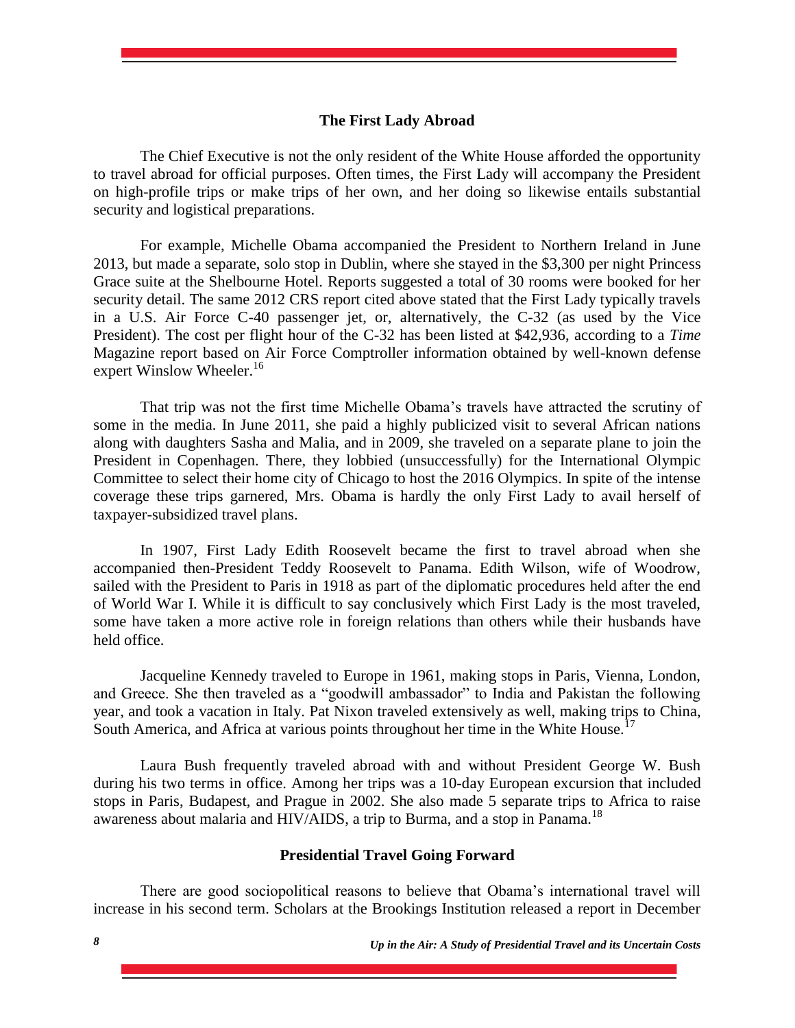## The First Lady Abroad

The Chief Executive is not the only resident of the White House afforded the opportunity to travel abroad for official purposes. Often times, the First Lady will accompany the President on high-profile trips or make trips of her own, and her doing so likewise entails substantial security and logistical preparations.

For example, Michelle Obama accompanied the President to Northern Ireland in June 2013, but made a separate, solo stop in Dublin, where she stayed in the $3,300 per night Princess Grace suite at the Shelbourne Hotel. Reports suggested a total of 30 rooms were booked for her security detail. The same 2012 CRS report cited above stated that the First Lady typically travels in a U.S. Air Force C-40 passenger jet, or, alternatively, the C-32 (as used by the Vice President). The cost per flight hour of the C-32 has been listed at $42,936, according to a *Time* Magazine report based on Air Force Comptroller information obtained by well-known defense expert Winslow Wheeler.[16]

That trip was not the first time Michelle Obama's travels have attracted the scrutiny of some in the media. In June 2011, she paid a highly publicized visit to several African nations along with daughters Sasha and Malia, and in 2009, she traveled on a separate plane to join the President in Copenhagen. There, they lobbied (unsuccessfully) for the International Olympic Committee to select their home city of Chicago to host the 2016 Olympics. In spite of the intense coverage these trips garnered, Mrs. Obama is hardly the only First Lady to avail herself of taxpayer-subsidized travel plans.

In 1907, First Lady Edith Roosevelt became the first to travel abroad when she accompanied then-President Teddy Roosevelt to Panama. Edith Wilson, wife of Woodrow, sailed with the President to Paris in 1918 as part of the diplomatic procedures held after the end of World War I. While it is difficult to say conclusively which First Lady is the most traveled, some have taken a more active role in foreign relations than others while their husbands have held office.

Jacqueline Kennedy traveled to Europe in 1961, making stops in Paris, Vienna, London, and Greece. She then traveled as a "goodwill ambassador" to India and Pakistan the following year, and took a vacation in Italy. Pat Nixon traveled extensively as well, making trips to China, South America, and Africa at various points throughout her time in the White House.[17]

Laura Bush frequently traveled abroad with and without President George W. Bush during his two terms in office. Among her trips was a 10-day European excursion that included stops in Paris, Budapest, and Prague in 2002. She also made 5 separate trips to Africa to raise awareness about malaria and HIV/AIDS, a trip to Burma, and a stop in Panama.[18]

## Presidential Travel Going Forward

There are good sociopolitical reasons to believe that Obama's international travel will increase in his second term. Scholars at the Brookings Institution released a report in December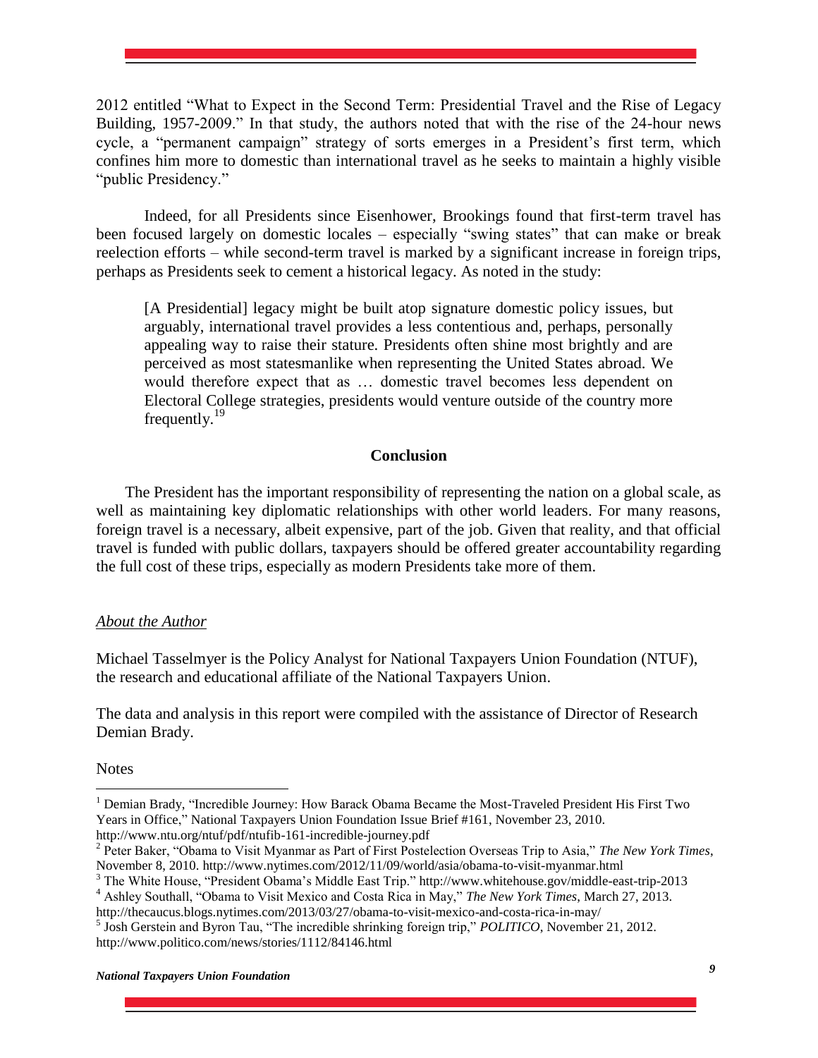2012 entitled "What to Expect in the Second Term: Presidential Travel and the Rise of Legacy Building, 1957-2009." In that study, the authors noted that with the rise of the 24-hour news cycle, a "permanent campaign" strategy of sorts emerges in a President's first term, which confines him more to domestic than international travel as he seeks to maintain a highly visible "public Presidency."

Indeed, for all Presidents since Eisenhower, Brookings found that first-term travel has been focused largely on domestic locales – especially "swing states" that can make or break reelection efforts – while second-term travel is marked by a significant increase in foreign trips, perhaps as Presidents seek to cement a historical legacy. As noted in the study:

> [A Presidential] legacy might be built atop signature domestic policy issues, but arguably, international travel provides a less contentious and, perhaps, personally appealing way to raise their stature. Presidents often shine most brightly and are perceived as most statesmanlike when representing the United States abroad. We would therefore expect that as … domestic travel becomes less dependent on Electoral College strategies, presidents would venture outside of the country more frequently.[19]

## Conclusion

The President has the important responsibility of representing the nation on a global scale, as well as maintaining key diplomatic relationships with other world leaders. For many reasons, foreign travel is a necessary, albeit expensive, part of the job. Given that reality, and that official travel is funded with public dollars, taxpayers should be offered greater accountability regarding the full cost of these trips, especially as modern Presidents take more of them.

*About the Author*

Michael Tasselmyer is the Policy Analyst for National Taxpayers Union Foundation (NTUF), the research and educational affiliate of the National Taxpayers Union.

The data and analysis in this report were compiled with the assistance of Director of Research Demian Brady.

Notes

[1] Demian Brady, "Incredible Journey: How Barack Obama Became the Most-Traveled President His First Two Years in Office," National Taxpayers Union Foundation Issue Brief #161, November 23, 2010. http://www.ntu.org/ntuf/pdf/ntufib-161-incredible-journey.pdf

[2] Peter Baker, "Obama to Visit Myanmar as Part of First Postelection Overseas Trip to Asia," *The New York Times*, November 8, 2010. http://www.nytimes.com/2012/11/09/world/asia/obama-to-visit-myanmar.html

[3] The White House, "President Obama's Middle East Trip." http://www.whitehouse.gov/middle-east-trip-2013

[4] Ashley Southall, "Obama to Visit Mexico and Costa Rica in May," *The New York Times*, March 27, 2013. http://thecaucus.blogs.nytimes.com/2013/03/27/obama-to-visit-mexico-and-costa-rica-in-may/

[5] Josh Gerstein and Byron Tau, "The incredible shrinking foreign trip," *POLITICO*, November 21, 2012. http://www.politico.com/news/stories/1112/84146.html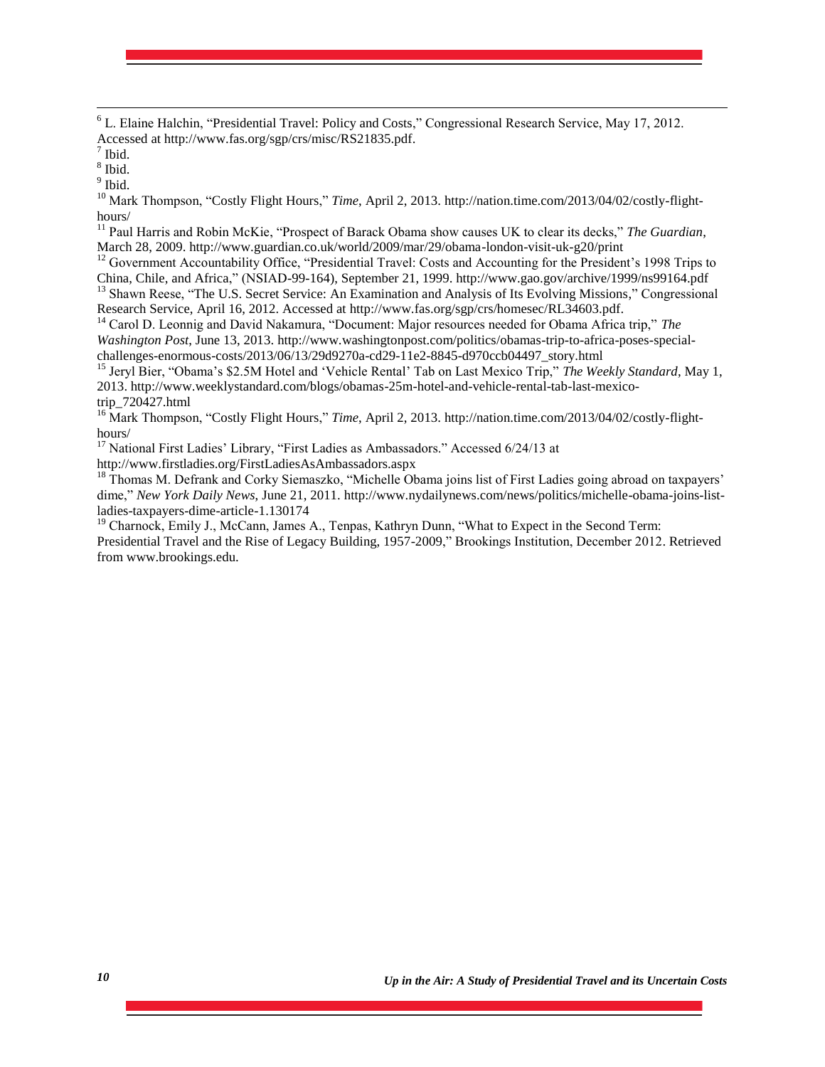[6] L. Elaine Halchin, "Presidential Travel: Policy and Costs," Congressional Research Service, May 17, 2012. Accessed at http://www.fas.org/sgp/crs/misc/RS21835.pdf.

[7] Ibid.

[8] Ibid.

[9] Ibid.

[10] Mark Thompson, "Costly Flight Hours," *Time*, April 2, 2013. http://nation.time.com/2013/04/02/costly-flight-hours/

[11] Paul Harris and Robin McKie, "Prospect of Barack Obama show causes UK to clear its decks," *The Guardian*, March 28, 2009. http://www.guardian.co.uk/world/2009/mar/29/obama-london-visit-uk-g20/print

[12] Government Accountability Office, "Presidential Travel: Costs and Accounting for the President's 1998 Trips to China, Chile, and Africa," (NSIAD-99-164), September 21, 1999. http://www.gao.gov/archive/1999/ns99164.pdf

[13] Shawn Reese, "The U.S. Secret Service: An Examination and Analysis of Its Evolving Missions," Congressional Research Service, April 16, 2012. Accessed at http://www.fas.org/sgp/crs/homesec/RL34603.pdf.

[14] Carol D. Leonnig and David Nakamura, "Document: Major resources needed for Obama Africa trip," *The Washington Post*, June 13, 2013. http://www.washingtonpost.com/politics/obamas-trip-to-africa-poses-special-challenges-enormous-costs/2013/06/13/29d9270a-cd29-11e2-8845-d970ccb04497_story.html

[15] Jeryl Bier, "Obama's $2.5M Hotel and 'Vehicle Rental' Tab on Last Mexico Trip," *The Weekly Standard*, May 1, 2013. http://www.weeklystandard.com/blogs/obamas-25m-hotel-and-vehicle-rental-tab-last-mexico-trip_720427.html

[16] Mark Thompson, "Costly Flight Hours," *Time*, April 2, 2013. http://nation.time.com/2013/04/02/costly-flight-hours/

[17] National First Ladies' Library, "First Ladies as Ambassadors." Accessed 6/24/13 at http://www.firstladies.org/FirstLadiesAsAmbassadors.aspx

[18] Thomas M. Defrank and Corky Siemaszko, "Michelle Obama joins list of First Ladies going abroad on taxpayers' dime," *New York Daily News*, June 21, 2011. http://www.nydailynews.com/news/politics/michelle-obama-joins-list-ladies-taxpayers-dime-article-1.130174

[19] Charnock, Emily J., McCann, James A., Tenpas, Kathryn Dunn, "What to Expect in the Second Term: Presidential Travel and the Rise of Legacy Building, 1957-2009," Brookings Institution, December 2012. Retrieved from www.brookings.edu.